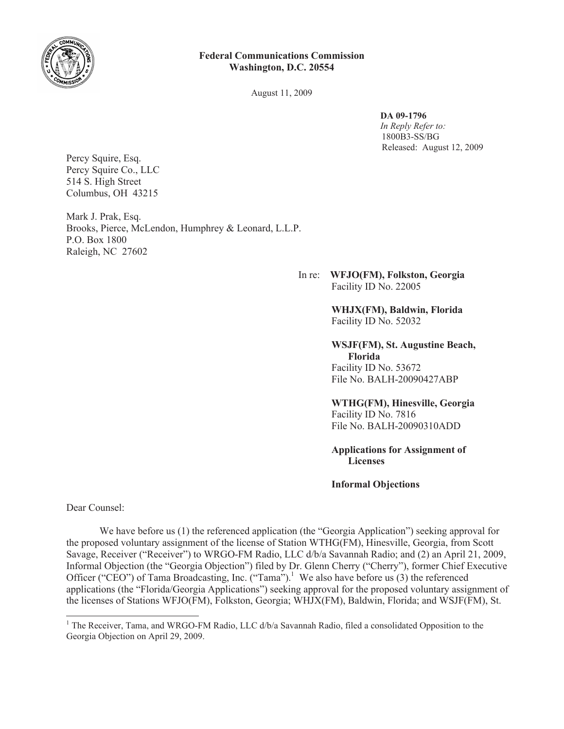**Federal Communications Commission**
**Washington, D.C. 20554**

August 11, 2009

**DA 09-1796**
*In Reply Refer to:*
1800B3-SS/BG
Released: August 12, 2009

Percy Squire, Esq.
Percy Squire Co., LLC
514 S. High Street
Columbus, OH 43215

Mark J. Prak, Esq.
Brooks, Pierce, McLendon, Humphrey & Leonard, L.L.P.
P.O. Box 1800
Raleigh, NC 27602

In re: **WFJO(FM), Folkston, Georgia**
Facility ID No. 22005

**WHJX(FM), Baldwin, Florida**
Facility ID No. 52032

**WSJF(FM), St. Augustine Beach, Florida**
Facility ID No. 53672
File No. BALH-20090427ABP

**WTHG(FM), Hinesville, Georgia**
Facility ID No. 7816
File No. BALH-20090310ADD

**Applications for Assignment of Licenses**

**Informal Objections**

Dear Counsel:

We have before us (1) the referenced application (the "Georgia Application") seeking approval for the proposed voluntary assignment of the license of Station WTHG(FM), Hinesville, Georgia, from Scott Savage, Receiver ("Receiver") to WRGO-FM Radio, LLC d/b/a Savannah Radio; and (2) an April 21, 2009, Informal Objection (the "Georgia Objection") filed by Dr. Glenn Cherry ("Cherry"), former Chief Executive Officer ("CEO") of Tama Broadcasting, Inc. ("Tama").[1] We also have before us (3) the referenced applications (the "Florida/Georgia Applications") seeking approval for the proposed voluntary assignment of the licenses of Stations WFJO(FM), Folkston, Georgia; WHJX(FM), Baldwin, Florida; and WSJF(FM), St.

[1] The Receiver, Tama, and WRGO-FM Radio, LLC d/b/a Savannah Radio, filed a consolidated Opposition to the Georgia Objection on April 29, 2009.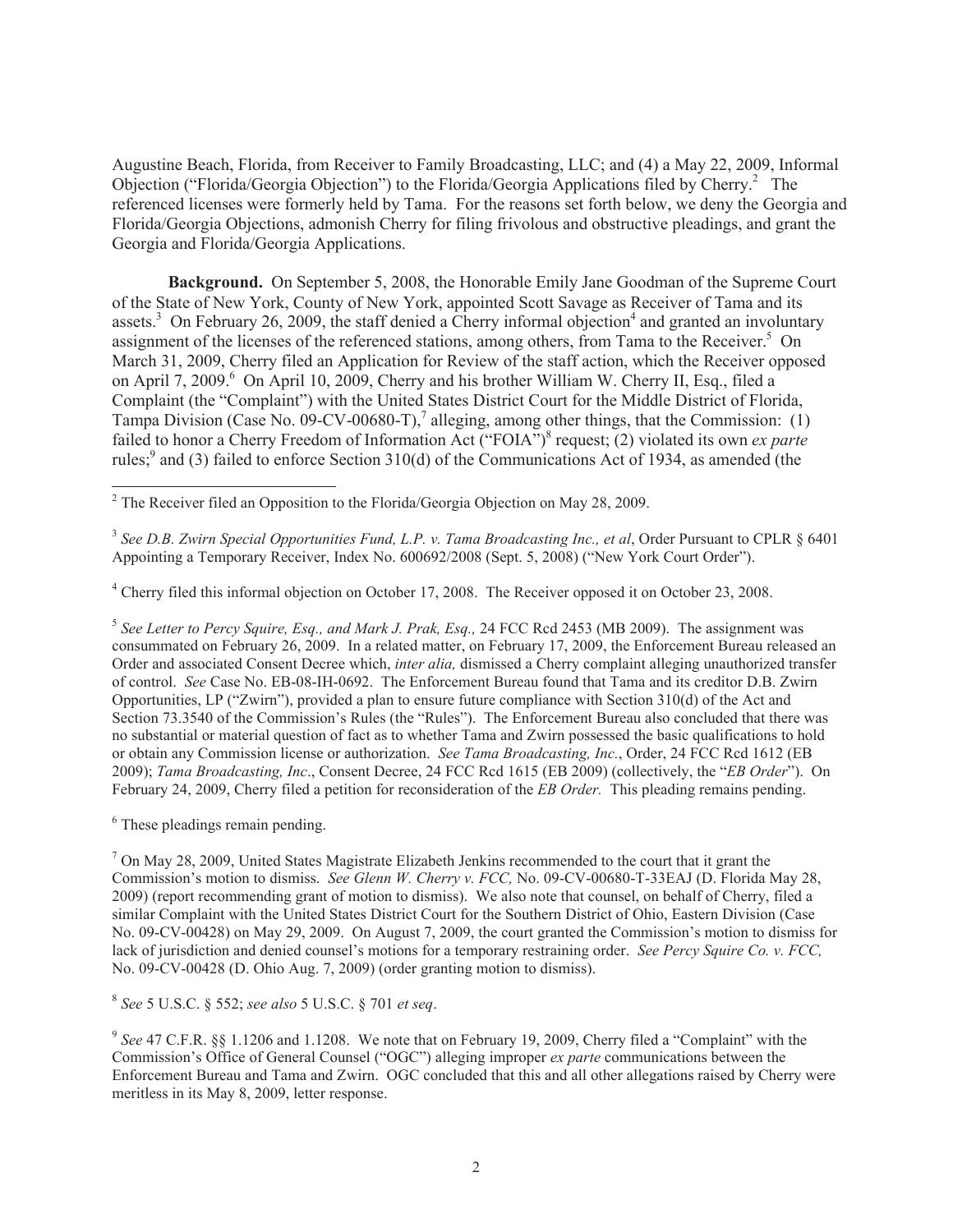Augustine Beach, Florida, from Receiver to Family Broadcasting, LLC; and (4) a May 22, 2009, Informal Objection ("Florida/Georgia Objection") to the Florida/Georgia Applications filed by Cherry.[2] The referenced licenses were formerly held by Tama. For the reasons set forth below, we deny the Georgia and Florida/Georgia Objections, admonish Cherry for filing frivolous and obstructive pleadings, and grant the Georgia and Florida/Georgia Applications.

**Background.** On September 5, 2008, the Honorable Emily Jane Goodman of the Supreme Court of the State of New York, County of New York, appointed Scott Savage as Receiver of Tama and its assets.[3] On February 26, 2009, the staff denied a Cherry informal objection[4] and granted an involuntary assignment of the licenses of the referenced stations, among others, from Tama to the Receiver.[5] On March 31, 2009, Cherry filed an Application for Review of the staff action, which the Receiver opposed on April 7, 2009.[6] On April 10, 2009, Cherry and his brother William W. Cherry II, Esq., filed a Complaint (the "Complaint") with the United States District Court for the Middle District of Florida, Tampa Division (Case No. 09-CV-00680-T),[7] alleging, among other things, that the Commission: (1) failed to honor a Cherry Freedom of Information Act ("FOIA")[8] request; (2) violated its own *ex parte* rules;[9] and (3) failed to enforce Section 310(d) of the Communications Act of 1934, as amended (the

---

[2] The Receiver filed an Opposition to the Florida/Georgia Objection on May 28, 2009.

[3] *See D.B. Zwirn Special Opportunities Fund, L.P. v. Tama Broadcasting Inc., et al*, Order Pursuant to CPLR § 6401 Appointing a Temporary Receiver, Index No. 600692/2008 (Sept. 5, 2008) ("New York Court Order").

[4] Cherry filed this informal objection on October 17, 2008. The Receiver opposed it on October 23, 2008.

[5] *See Letter to Percy Squire, Esq., and Mark J. Prak, Esq.,* 24 FCC Rcd 2453 (MB 2009). The assignment was consummated on February 26, 2009. In a related matter, on February 17, 2009, the Enforcement Bureau released an Order and associated Consent Decree which, *inter alia,* dismissed a Cherry complaint alleging unauthorized transfer of control. *See* Case No. EB-08-IH-0692. The Enforcement Bureau found that Tama and its creditor D.B. Zwirn Opportunities, LP ("Zwirn"), provided a plan to ensure future compliance with Section 310(d) of the Act and Section 73.3540 of the Commission's Rules (the "Rules"). The Enforcement Bureau also concluded that there was no substantial or material question of fact as to whether Tama and Zwirn possessed the basic qualifications to hold or obtain any Commission license or authorization. *See Tama Broadcasting, Inc.*, Order, 24 FCC Rcd 1612 (EB 2009); *Tama Broadcasting, Inc*., Consent Decree, 24 FCC Rcd 1615 (EB 2009) (collectively, the "*EB Order*"). On February 24, 2009, Cherry filed a petition for reconsideration of the *EB Order.* This pleading remains pending.

[6] These pleadings remain pending.

[7] On May 28, 2009, United States Magistrate Elizabeth Jenkins recommended to the court that it grant the Commission's motion to dismiss. *See Glenn W. Cherry v. FCC,* No. 09-CV-00680-T-33EAJ (D. Florida May 28, 2009) (report recommending grant of motion to dismiss). We also note that counsel, on behalf of Cherry, filed a similar Complaint with the United States District Court for the Southern District of Ohio, Eastern Division (Case No. 09-CV-00428) on May 29, 2009. On August 7, 2009, the court granted the Commission's motion to dismiss for lack of jurisdiction and denied counsel's motions for a temporary restraining order. *See Percy Squire Co. v. FCC,* No. 09-CV-00428 (D. Ohio Aug. 7, 2009) (order granting motion to dismiss).

[8] *See* 5 U.S.C. § 552; *see also* 5 U.S.C. § 701 *et seq*.

[9] *See* 47 C.F.R. §§ 1.1206 and 1.1208. We note that on February 19, 2009, Cherry filed a "Complaint" with the Commission's Office of General Counsel ("OGC") alleging improper *ex parte* communications between the Enforcement Bureau and Tama and Zwirn. OGC concluded that this and all other allegations raised by Cherry were meritless in its May 8, 2009, letter response.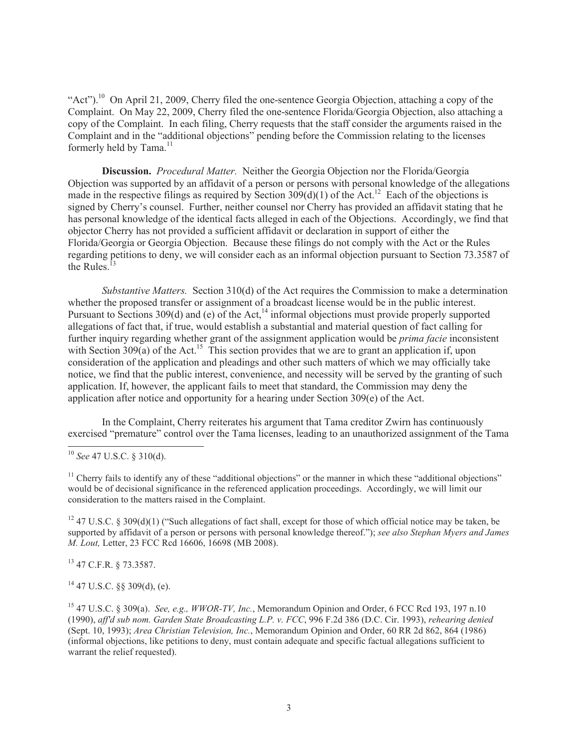"Act").[10] On April 21, 2009, Cherry filed the one-sentence Georgia Objection, attaching a copy of the Complaint. On May 22, 2009, Cherry filed the one-sentence Florida/Georgia Objection, also attaching a copy of the Complaint. In each filing, Cherry requests that the staff consider the arguments raised in the Complaint and in the "additional objections" pending before the Commission relating to the licenses formerly held by Tama.[11]

**Discussion.** *Procedural Matter.* Neither the Georgia Objection nor the Florida/Georgia Objection was supported by an affidavit of a person or persons with personal knowledge of the allegations made in the respective filings as required by Section 309(d)(1) of the Act.[12] Each of the objections is signed by Cherry's counsel. Further, neither counsel nor Cherry has provided an affidavit stating that he has personal knowledge of the identical facts alleged in each of the Objections. Accordingly, we find that objector Cherry has not provided a sufficient affidavit or declaration in support of either the Florida/Georgia or Georgia Objection. Because these filings do not comply with the Act or the Rules regarding petitions to deny, we will consider each as an informal objection pursuant to Section 73.3587 of the Rules.[13]

*Substantive Matters.* Section 310(d) of the Act requires the Commission to make a determination whether the proposed transfer or assignment of a broadcast license would be in the public interest. Pursuant to Sections 309(d) and (e) of the Act,[14] informal objections must provide properly supported allegations of fact that, if true, would establish a substantial and material question of fact calling for further inquiry regarding whether grant of the assignment application would be *prima facie* inconsistent with Section 309(a) of the Act.[15] This section provides that we are to grant an application if, upon consideration of the application and pleadings and other such matters of which we may officially take notice, we find that the public interest, convenience, and necessity will be served by the granting of such application. If, however, the applicant fails to meet that standard, the Commission may deny the application after notice and opportunity for a hearing under Section 309(e) of the Act.

In the Complaint, Cherry reiterates his argument that Tama creditor Zwirn has continuously exercised "premature" control over the Tama licenses, leading to an unauthorized assignment of the Tama

---

[10] *See* 47 U.S.C. § 310(d).

[11] Cherry fails to identify any of these "additional objections" or the manner in which these "additional objections" would be of decisional significance in the referenced application proceedings. Accordingly, we will limit our consideration to the matters raised in the Complaint.

[12] 47 U.S.C. § 309(d)(1) ("Such allegations of fact shall, except for those of which official notice may be taken, be supported by affidavit of a person or persons with personal knowledge thereof."); *see also Stephan Myers and James M. Lout,* Letter, 23 FCC Rcd 16606, 16698 (MB 2008).

[13] 47 C.F.R. § 73.3587.

[14] 47 U.S.C. §§ 309(d), (e).

[15] 47 U.S.C. § 309(a). *See, e.g., WWOR-TV, Inc.*, Memorandum Opinion and Order, 6 FCC Rcd 193, 197 n.10 (1990), *aff'd sub nom. Garden State Broadcasting L.P. v. FCC*, 996 F.2d 386 (D.C. Cir. 1993), *rehearing denied* (Sept. 10, 1993); *Area Christian Television, Inc.*, Memorandum Opinion and Order, 60 RR 2d 862, 864 (1986) (informal objections, like petitions to deny, must contain adequate and specific factual allegations sufficient to warrant the relief requested).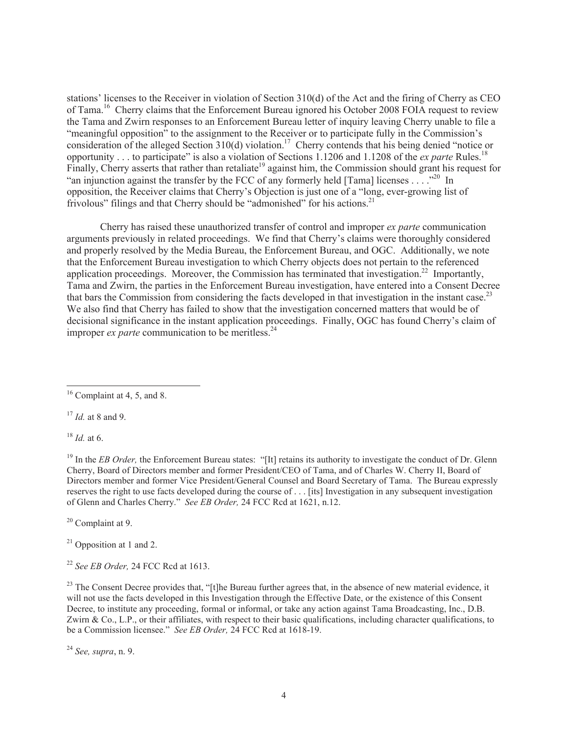stations' licenses to the Receiver in violation of Section 310(d) of the Act and the firing of Cherry as CEO of Tama.[16] Cherry claims that the Enforcement Bureau ignored his October 2008 FOIA request to review the Tama and Zwirn responses to an Enforcement Bureau letter of inquiry leaving Cherry unable to file a "meaningful opposition" to the assignment to the Receiver or to participate fully in the Commission's consideration of the alleged Section 310(d) violation.[17] Cherry contends that his being denied "notice or opportunity . . . to participate" is also a violation of Sections 1.1206 and 1.1208 of the *ex parte* Rules.[18] Finally, Cherry asserts that rather than retaliate[19] against him, the Commission should grant his request for "an injunction against the transfer by the FCC of any formerly held [Tama] licenses . . . ."[20] In opposition, the Receiver claims that Cherry's Objection is just one of a "long, ever-growing list of frivolous" filings and that Cherry should be "admonished" for his actions.[21]

Cherry has raised these unauthorized transfer of control and improper *ex parte* communication arguments previously in related proceedings. We find that Cherry's claims were thoroughly considered and properly resolved by the Media Bureau, the Enforcement Bureau, and OGC. Additionally, we note that the Enforcement Bureau investigation to which Cherry objects does not pertain to the referenced application proceedings. Moreover, the Commission has terminated that investigation.[22] Importantly, Tama and Zwirn, the parties in the Enforcement Bureau investigation, have entered into a Consent Decree that bars the Commission from considering the facts developed in that investigation in the instant case.[23] We also find that Cherry has failed to show that the investigation concerned matters that would be of decisional significance in the instant application proceedings. Finally, OGC has found Cherry's claim of improper *ex parte* communication to be meritless.[24]

---

[16] Complaint at 4, 5, and 8.

[17] *Id.* at 8 and 9.

[18] *Id.* at 6.

[19] In the *EB Order,* the Enforcement Bureau states: "[It] retains its authority to investigate the conduct of Dr. Glenn Cherry, Board of Directors member and former President/CEO of Tama, and of Charles W. Cherry II, Board of Directors member and former Vice President/General Counsel and Board Secretary of Tama. The Bureau expressly reserves the right to use facts developed during the course of . . . [its] Investigation in any subsequent investigation of Glenn and Charles Cherry." *See EB Order,* 24 FCC Rcd at 1621, n.12.

[20] Complaint at 9.

[21] Opposition at 1 and 2.

[22] *See EB Order,* 24 FCC Rcd at 1613.

[23] The Consent Decree provides that, "[t]he Bureau further agrees that, in the absence of new material evidence, it will not use the facts developed in this Investigation through the Effective Date, or the existence of this Consent Decree, to institute any proceeding, formal or informal, or take any action against Tama Broadcasting, Inc., D.B. Zwirn & Co., L.P., or their affiliates, with respect to their basic qualifications, including character qualifications, to be a Commission licensee." *See EB Order,* 24 FCC Rcd at 1618-19.

[24] *See, supra*, n. 9.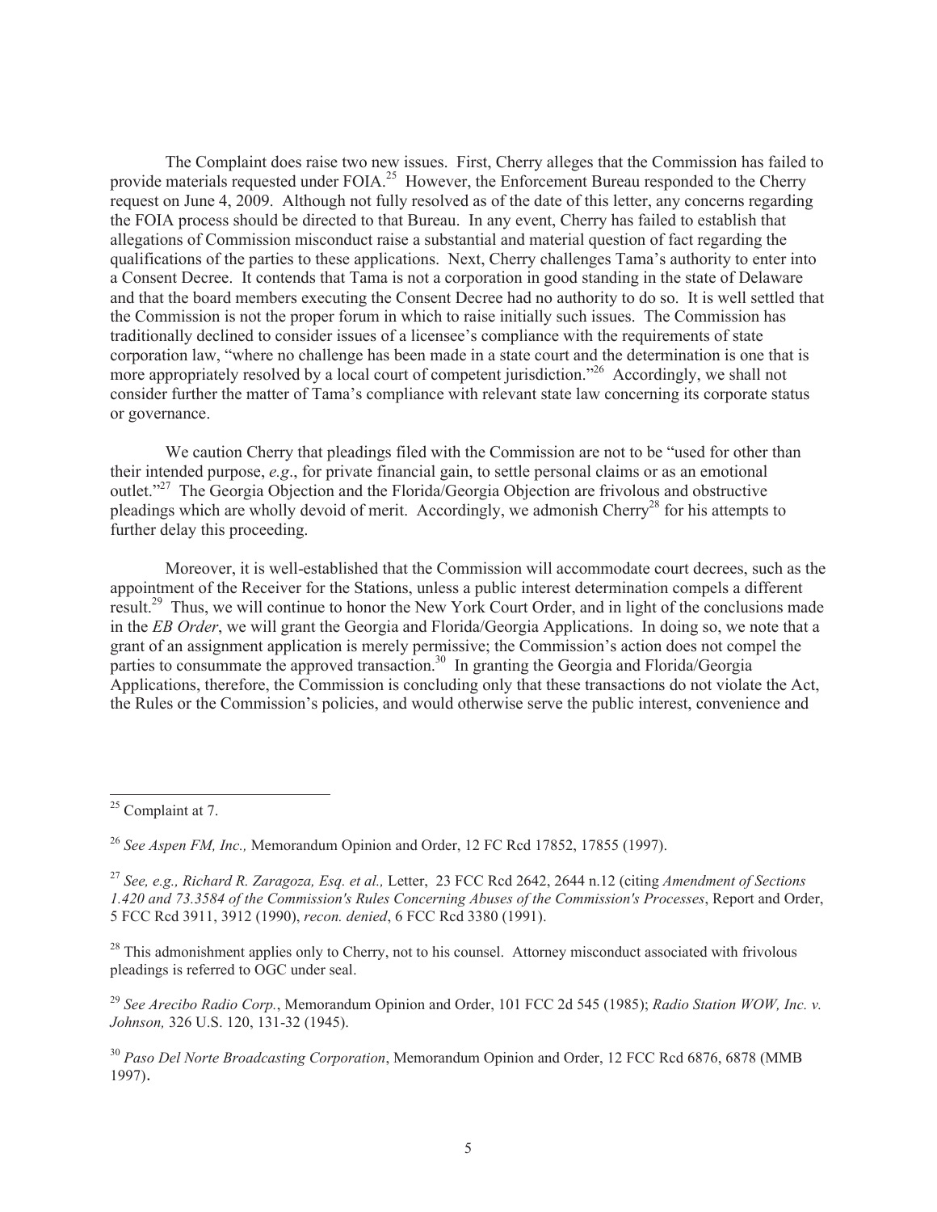The Complaint does raise two new issues. First, Cherry alleges that the Commission has failed to provide materials requested under FOIA.[25] However, the Enforcement Bureau responded to the Cherry request on June 4, 2009. Although not fully resolved as of the date of this letter, any concerns regarding the FOIA process should be directed to that Bureau. In any event, Cherry has failed to establish that allegations of Commission misconduct raise a substantial and material question of fact regarding the qualifications of the parties to these applications. Next, Cherry challenges Tama's authority to enter into a Consent Decree. It contends that Tama is not a corporation in good standing in the state of Delaware and that the board members executing the Consent Decree had no authority to do so. It is well settled that the Commission is not the proper forum in which to raise initially such issues. The Commission has traditionally declined to consider issues of a licensee's compliance with the requirements of state corporation law, "where no challenge has been made in a state court and the determination is one that is more appropriately resolved by a local court of competent jurisdiction."[26] Accordingly, we shall not consider further the matter of Tama's compliance with relevant state law concerning its corporate status or governance.

We caution Cherry that pleadings filed with the Commission are not to be "used for other than their intended purpose, *e.g*., for private financial gain, to settle personal claims or as an emotional outlet."[27] The Georgia Objection and the Florida/Georgia Objection are frivolous and obstructive pleadings which are wholly devoid of merit. Accordingly, we admonish Cherry[28] for his attempts to further delay this proceeding.

Moreover, it is well-established that the Commission will accommodate court decrees, such as the appointment of the Receiver for the Stations, unless a public interest determination compels a different result.[29] Thus, we will continue to honor the New York Court Order, and in light of the conclusions made in the *EB Order*, we will grant the Georgia and Florida/Georgia Applications. In doing so, we note that a grant of an assignment application is merely permissive; the Commission's action does not compel the parties to consummate the approved transaction.[30] In granting the Georgia and Florida/Georgia Applications, therefore, the Commission is concluding only that these transactions do not violate the Act, the Rules or the Commission's policies, and would otherwise serve the public interest, convenience and

---

[25] Complaint at 7.

[26] *See Aspen FM, Inc.,* Memorandum Opinion and Order, 12 FC Rcd 17852, 17855 (1997).

[27] *See, e.g., Richard R. Zaragoza, Esq. et al.,* Letter, 23 FCC Rcd 2642, 2644 n.12 (citing *Amendment of Sections 1.420 and 73.3584 of the Commission's Rules Concerning Abuses of the Commission's Processes*, Report and Order, 5 FCC Rcd 3911, 3912 (1990), *recon. denied*, 6 FCC Rcd 3380 (1991).

[28] This admonishment applies only to Cherry, not to his counsel. Attorney misconduct associated with frivolous pleadings is referred to OGC under seal.

[29] *See Arecibo Radio Corp.*, Memorandum Opinion and Order, 101 FCC 2d 545 (1985); *Radio Station WOW, Inc. v. Johnson,* 326 U.S. 120, 131-32 (1945).

[30] *Paso Del Norte Broadcasting Corporation*, Memorandum Opinion and Order, 12 FCC Rcd 6876, 6878 (MMB 1997).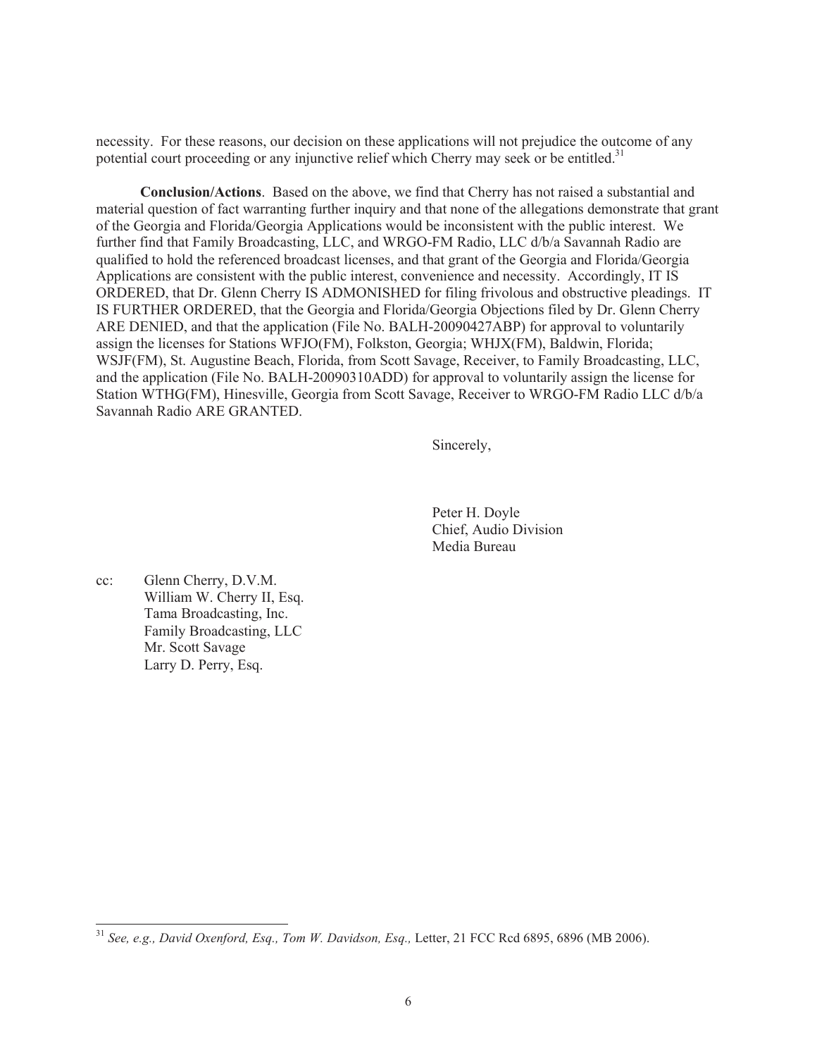necessity. For these reasons, our decision on these applications will not prejudice the outcome of any potential court proceeding or any injunctive relief which Cherry may seek or be entitled.[31]

**Conclusion/Actions**. Based on the above, we find that Cherry has not raised a substantial and material question of fact warranting further inquiry and that none of the allegations demonstrate that grant of the Georgia and Florida/Georgia Applications would be inconsistent with the public interest. We further find that Family Broadcasting, LLC, and WRGO-FM Radio, LLC d/b/a Savannah Radio are qualified to hold the referenced broadcast licenses, and that grant of the Georgia and Florida/Georgia Applications are consistent with the public interest, convenience and necessity. Accordingly, IT IS ORDERED, that Dr. Glenn Cherry IS ADMONISHED for filing frivolous and obstructive pleadings. IT IS FURTHER ORDERED, that the Georgia and Florida/Georgia Objections filed by Dr. Glenn Cherry ARE DENIED, and that the application (File No. BALH-20090427ABP) for approval to voluntarily assign the licenses for Stations WFJO(FM), Folkston, Georgia; WHJX(FM), Baldwin, Florida; WSJF(FM), St. Augustine Beach, Florida, from Scott Savage, Receiver, to Family Broadcasting, LLC, and the application (File No. BALH-20090310ADD) for approval to voluntarily assign the license for Station WTHG(FM), Hinesville, Georgia from Scott Savage, Receiver to WRGO-FM Radio LLC d/b/a Savannah Radio ARE GRANTED.

Sincerely,

Peter H. Doyle
Chief, Audio Division
Media Bureau

cc: Glenn Cherry, D.V.M.
William W. Cherry II, Esq.
Tama Broadcasting, Inc.
Family Broadcasting, LLC
Mr. Scott Savage
Larry D. Perry, Esq.

---

[31] *See, e.g., David Oxenford, Esq., Tom W. Davidson, Esq.,* Letter, 21 FCC Rcd 6895, 6896 (MB 2006).